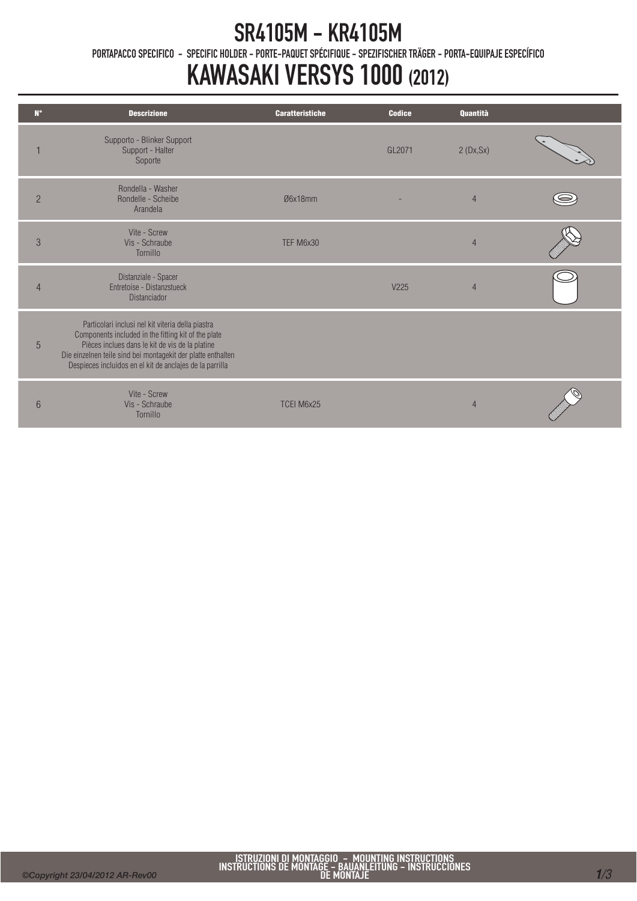# SR4105M - KR4105M

PORTAPACCO SPECIFICO - SPECIFIC HOLDER - PORTE-PAQUET SPÉCIFIQUE - SPEZIFISCHER TRÄGER - PORTA-EQUIPAJE ESPECÍFICO

# KAWASAKI VERSYS 1000 (2012)

| N° | Descrizione | Caratteristiche | Codice | Quantità |
|---|---|---|---|---|
| 1 | Supporto - Blinker Support<br>Support - Halter<br>Soporte | | GL2071 | 2 (Dx,Sx) |
| 2 | Rondella - Washer<br>Rondelle - Scheibe<br>Arandela | Ø6x18mm | - | 4 |
| 3 | Vite - Screw<br>Vis - Schraube<br>Tornillo | TEF M6x30 | | 4 |
| 4 | Distanziale - Spacer<br>Entretoise - Distanzstueck<br>Distanciador | | V225 | 4 |
| 5 | Particolari inclusi nel kit viteria della piastra<br>Components included in the fitting kit of the plate<br>Pièces inclues dans le kit de vis de la platine<br>Die einzelnen teile sind bei montagekit der platte enthalten<br>Despieces incluidos en el kit de anclajes de la parrilla | | | |
| 6 | Vite - Screw<br>Vis - Schraube<br>Tornillo | TCEI M6x25 | | 4 |

ISTRUZIONI DI MONTAGGIO - MOUNTING INSTRUCTIONS
INSTRUCTIONS DE MONTAGE - BAUANLEITUNG - INSTRUCCIONES DE MONTAJE

*©Copyright 23/04/2012 AR-Rev00*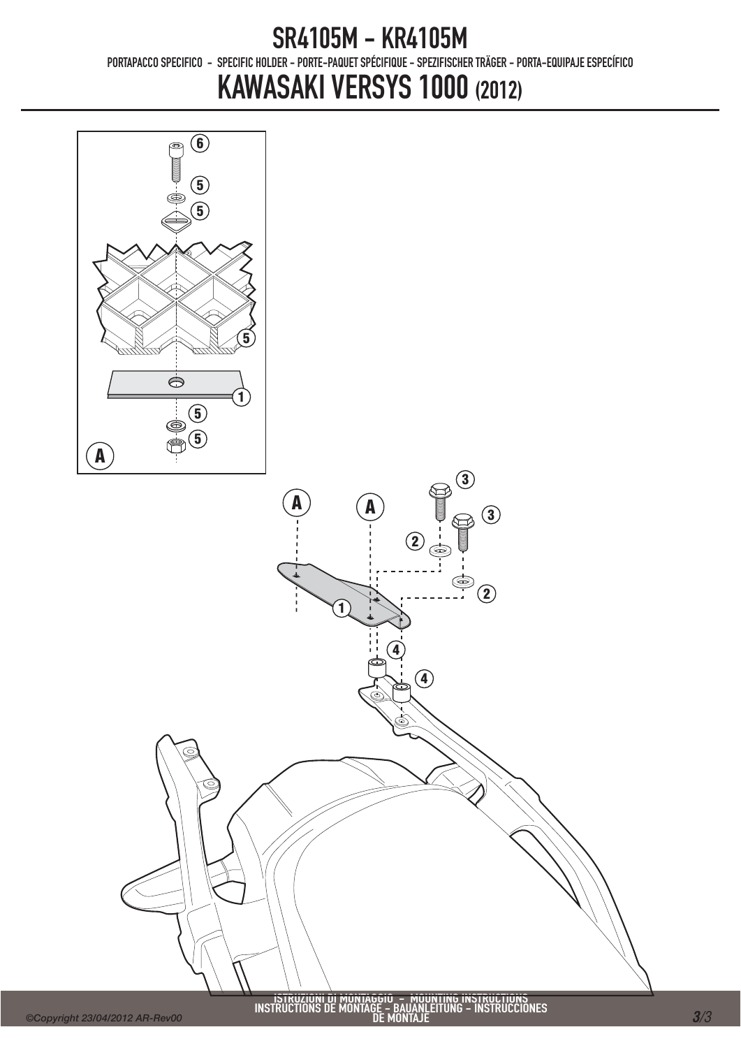# SR4105M - KR4105M

PORTAPACCO SPECIFICO - SPECIFIC HOLDER - PORTE-PAQUET SPÉCIFIQUE - SPEZIFISCHER TRÄGER - PORTA-EQUIPAJE ESPECÍFICO

# KAWASAKI VERSYS 1000 (2012)

6

5

5

5

1

5

5

A

3

A

A

3

2

2

1

4

4

ISTRUZIONI DI MONTAGGIO - MOUNTING INSTRUCTIONS
INSTRUCTIONS DE MONTAGE - BAUANLEITUNG - INSTRUCCIONES DE MONTAJE

©Copyright 23/04/2012 AR-Rev00